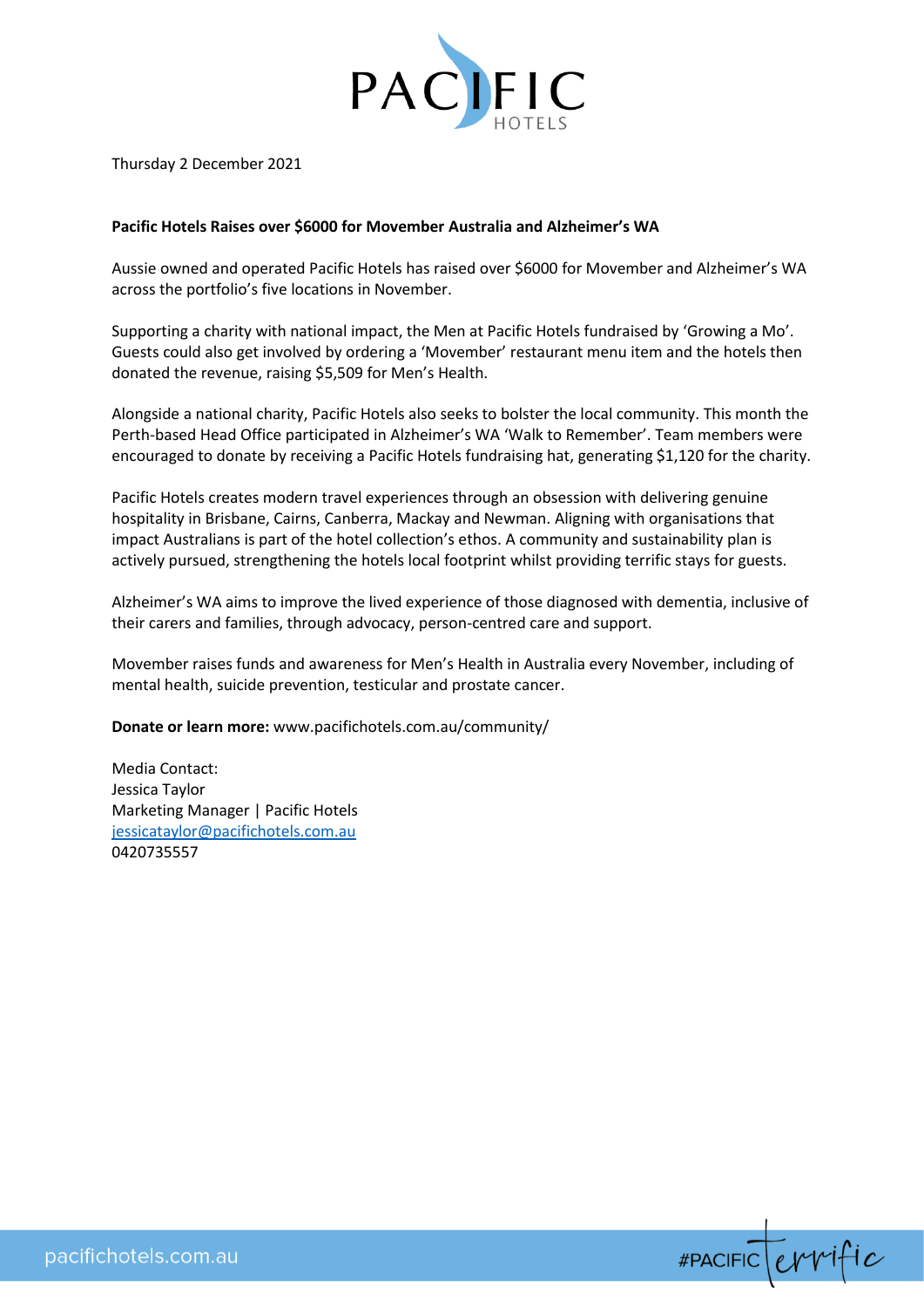Thursday 2 December 2021

**Pacific Hotels Raises over $6000 for Movember Australia and Alzheimer's WA**

Aussie owned and operated Pacific Hotels has raised over $6000 for Movember and Alzheimer's WA across the portfolio's five locations in November.

Supporting a charity with national impact, the Men at Pacific Hotels fundraised by 'Growing a Mo'. Guests could also get involved by ordering a 'Movember' restaurant menu item and the hotels then donated the revenue, raising $5,509 for Men's Health.

Alongside a national charity, Pacific Hotels also seeks to bolster the local community. This month the Perth-based Head Office participated in Alzheimer's WA 'Walk to Remember'. Team members were encouraged to donate by receiving a Pacific Hotels fundraising hat, generating $1,120 for the charity.

Pacific Hotels creates modern travel experiences through an obsession with delivering genuine hospitality in Brisbane, Cairns, Canberra, Mackay and Newman. Aligning with organisations that impact Australians is part of the hotel collection's ethos. A community and sustainability plan is actively pursued, strengthening the hotels local footprint whilst providing terrific stays for guests.

Alzheimer's WA aims to improve the lived experience of those diagnosed with dementia, inclusive of their carers and families, through advocacy, person-centred care and support.

Movember raises funds and awareness for Men's Health in Australia every November, including of mental health, suicide prevention, testicular and prostate cancer.

**Donate or learn more:** www.pacifichotels.com.au/community/

Media Contact:
Jessica Taylor
Marketing Manager | Pacific Hotels
jessicataylor@pacifichotels.com.au
0420735557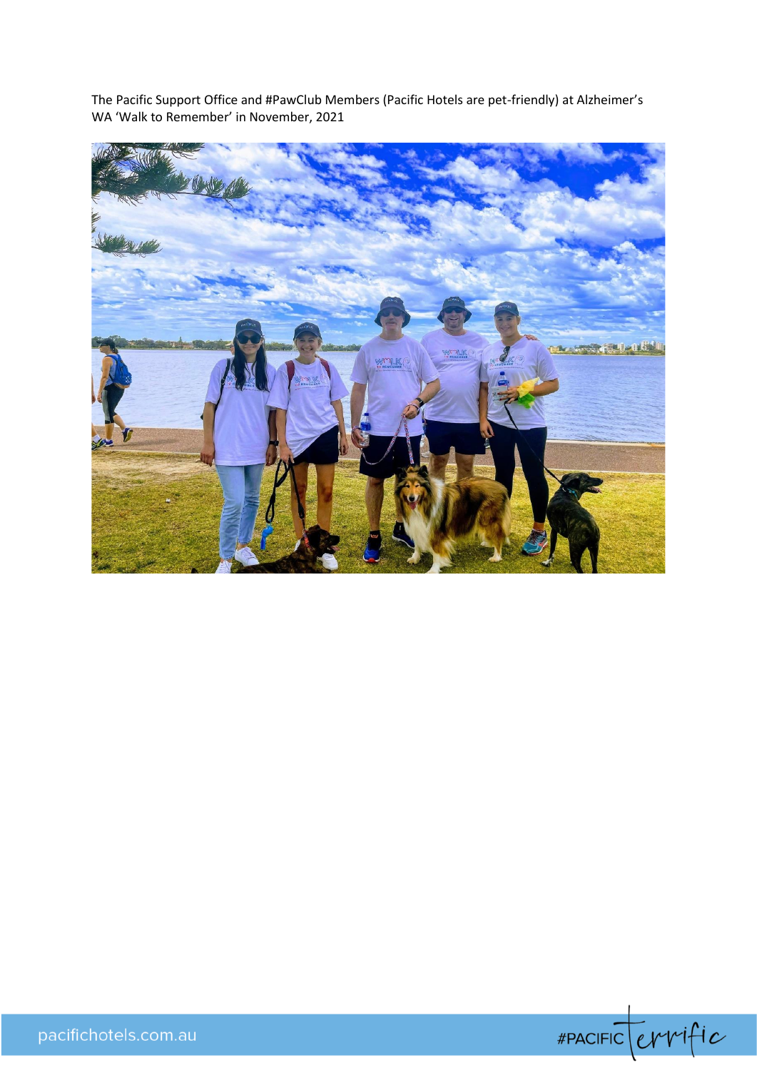The Pacific Support Office and #PawClub Members (Pacific Hotels are pet-friendly) at Alzheimer's WA 'Walk to Remember' in November, 2021